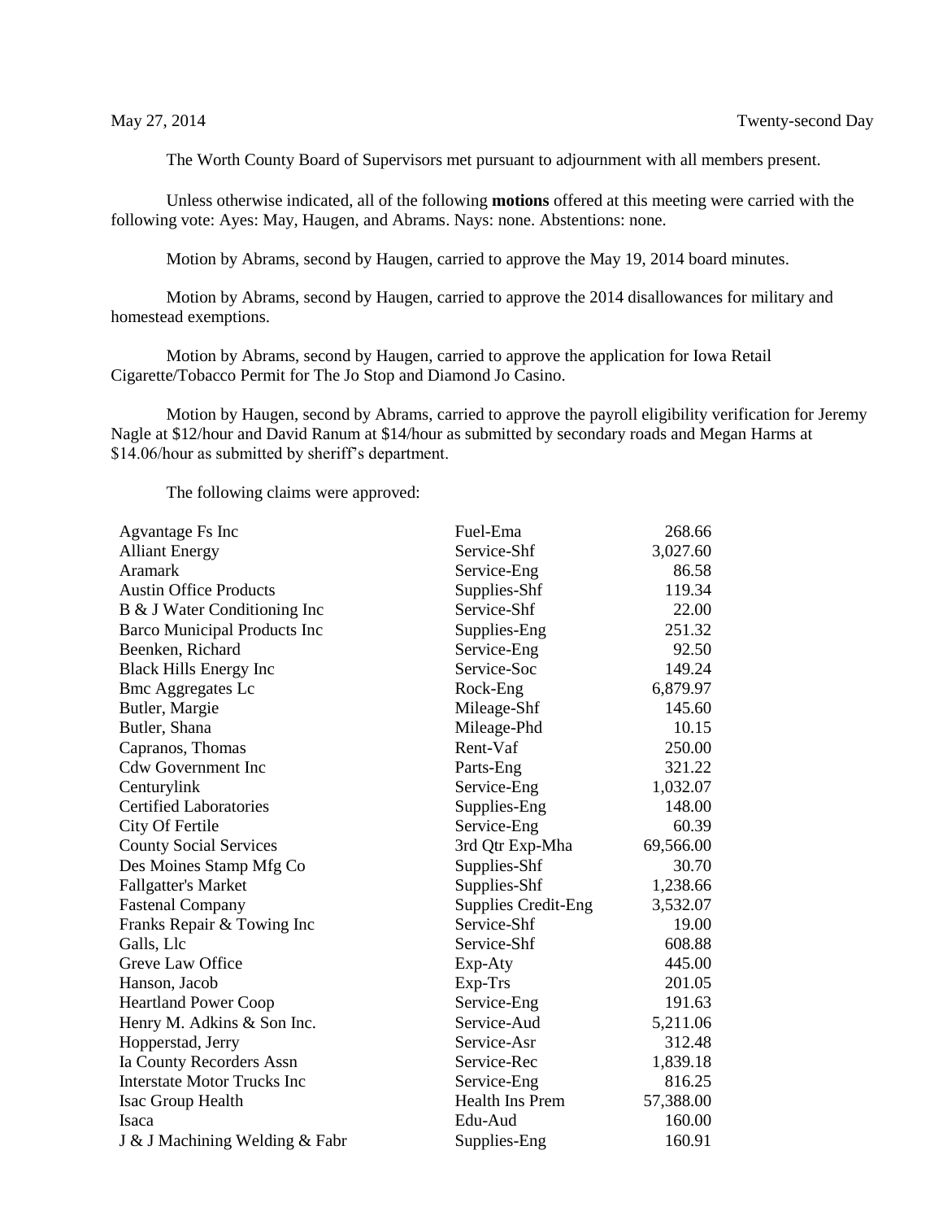May 27, 2014 Twenty-second Day

The Worth County Board of Supervisors met pursuant to adjournment with all members present.

Unless otherwise indicated, all of the following **motions** offered at this meeting were carried with the following vote: Ayes: May, Haugen, and Abrams. Nays: none. Abstentions: none.

Motion by Abrams, second by Haugen, carried to approve the May 19, 2014 board minutes.

Motion by Abrams, second by Haugen, carried to approve the 2014 disallowances for military and homestead exemptions.

Motion by Abrams, second by Haugen, carried to approve the application for Iowa Retail Cigarette/Tobacco Permit for The Jo Stop and Diamond Jo Casino.

Motion by Haugen, second by Abrams, carried to approve the payroll eligibility verification for Jeremy Nagle at $12/hour and David Ranum at $14/hour as submitted by secondary roads and Megan Harms at $14.06/hour as submitted by sheriff's department.

The following claims were approved:

| | | |
|---|---|---|
| Agvantage Fs Inc | Fuel-Ema | 268.66 |
| Alliant Energy | Service-Shf | 3,027.60 |
| Aramark | Service-Eng | 86.58 |
| Austin Office Products | Supplies-Shf | 119.34 |
| B & J Water Conditioning Inc | Service-Shf | 22.00 |
| Barco Municipal Products Inc | Supplies-Eng | 251.32 |
| Beenken, Richard | Service-Eng | 92.50 |
| Black Hills Energy Inc | Service-Soc | 149.24 |
| Bmc Aggregates Lc | Rock-Eng | 6,879.97 |
| Butler, Margie | Mileage-Shf | 145.60 |
| Butler, Shana | Mileage-Phd | 10.15 |
| Capranos, Thomas | Rent-Vaf | 250.00 |
| Cdw Government Inc | Parts-Eng | 321.22 |
| Centurylink | Service-Eng | 1,032.07 |
| Certified Laboratories | Supplies-Eng | 148.00 |
| City Of Fertile | Service-Eng | 60.39 |
| County Social Services | 3rd Qtr Exp-Mha | 69,566.00 |
| Des Moines Stamp Mfg Co | Supplies-Shf | 30.70 |
| Fallgatter's Market | Supplies-Shf | 1,238.66 |
| Fastenal Company | Supplies Credit-Eng | 3,532.07 |
| Franks Repair & Towing Inc | Service-Shf | 19.00 |
| Galls, Llc | Service-Shf | 608.88 |
| Greve Law Office | Exp-Aty | 445.00 |
| Hanson, Jacob | Exp-Trs | 201.05 |
| Heartland Power Coop | Service-Eng | 191.63 |
| Henry M. Adkins & Son Inc. | Service-Aud | 5,211.06 |
| Hopperstad, Jerry | Service-Asr | 312.48 |
| Ia County Recorders Assn | Service-Rec | 1,839.18 |
| Interstate Motor Trucks Inc | Service-Eng | 816.25 |
| Isac Group Health | Health Ins Prem | 57,388.00 |
| Isaca | Edu-Aud | 160.00 |
| J & J Machining Welding & Fabr | Supplies-Eng | 160.91 |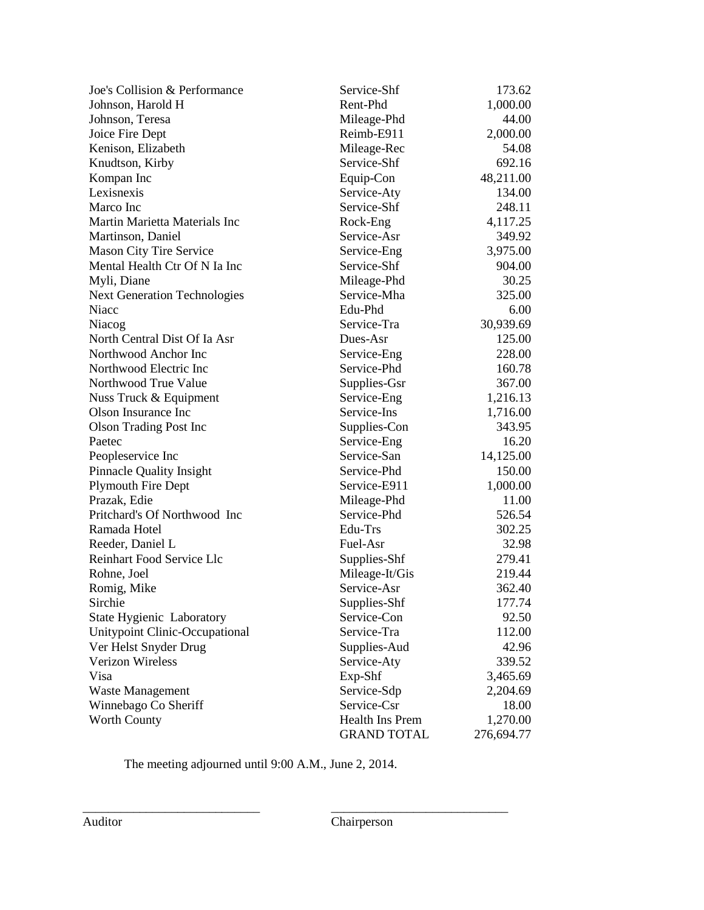| | | |
|---|---|---|
| Joe's Collision & Performance | Service-Shf | 173.62 |
| Johnson, Harold H | Rent-Phd | 1,000.00 |
| Johnson, Teresa | Mileage-Phd | 44.00 |
| Joice Fire Dept | Reimb-E911 | 2,000.00 |
| Kenison, Elizabeth | Mileage-Rec | 54.08 |
| Knudtson, Kirby | Service-Shf | 692.16 |
| Kompan Inc | Equip-Con | 48,211.00 |
| Lexisnexis | Service-Aty | 134.00 |
| Marco Inc | Service-Shf | 248.11 |
| Martin Marietta Materials Inc | Rock-Eng | 4,117.25 |
| Martinson, Daniel | Service-Asr | 349.92 |
| Mason City Tire Service | Service-Eng | 3,975.00 |
| Mental Health Ctr Of N Ia Inc | Service-Shf | 904.00 |
| Myli, Diane | Mileage-Phd | 30.25 |
| Next Generation Technologies | Service-Mha | 325.00 |
| Niacc | Edu-Phd | 6.00 |
| Niacog | Service-Tra | 30,939.69 |
| North Central Dist Of Ia Asr | Dues-Asr | 125.00 |
| Northwood Anchor Inc | Service-Eng | 228.00 |
| Northwood Electric Inc | Service-Phd | 160.78 |
| Northwood True Value | Supplies-Gsr | 367.00 |
| Nuss Truck & Equipment | Service-Eng | 1,216.13 |
| Olson Insurance Inc | Service-Ins | 1,716.00 |
| Olson Trading Post Inc | Supplies-Con | 343.95 |
| Paetec | Service-Eng | 16.20 |
| Peopleservice Inc | Service-San | 14,125.00 |
| Pinnacle Quality Insight | Service-Phd | 150.00 |
| Plymouth Fire Dept | Service-E911 | 1,000.00 |
| Prazak, Edie | Mileage-Phd | 11.00 |
| Pritchard's Of Northwood Inc | Service-Phd | 526.54 |
| Ramada Hotel | Edu-Trs | 302.25 |
| Reeder, Daniel L | Fuel-Asr | 32.98 |
| Reinhart Food Service Llc | Supplies-Shf | 279.41 |
| Rohne, Joel | Mileage-It/Gis | 219.44 |
| Romig, Mike | Service-Asr | 362.40 |
| Sirchie | Supplies-Shf | 177.74 |
| State Hygienic Laboratory | Service-Con | 92.50 |
| Unitypoint Clinic-Occupational | Service-Tra | 112.00 |
| Ver Helst Snyder Drug | Supplies-Aud | 42.96 |
| Verizon Wireless | Service-Aty | 339.52 |
| Visa | Exp-Shf | 3,465.69 |
| Waste Management | Service-Sdp | 2,204.69 |
| Winnebago Co Sheriff | Service-Csr | 18.00 |
| Worth County | Health Ins Prem | 1,270.00 |
| | GRAND TOTAL | 276,694.77 |

The meeting adjourned until 9:00 A.M., June 2, 2014.

\_\_\_\_\_\_\_\_\_\_\_\_\_\_\_\_\_\_\_\_\_\_\_\_\_\_\_\_ \_\_\_\_\_\_\_\_\_\_\_\_\_\_\_\_\_\_\_\_\_\_\_\_\_\_\_\_

Auditor Chairperson